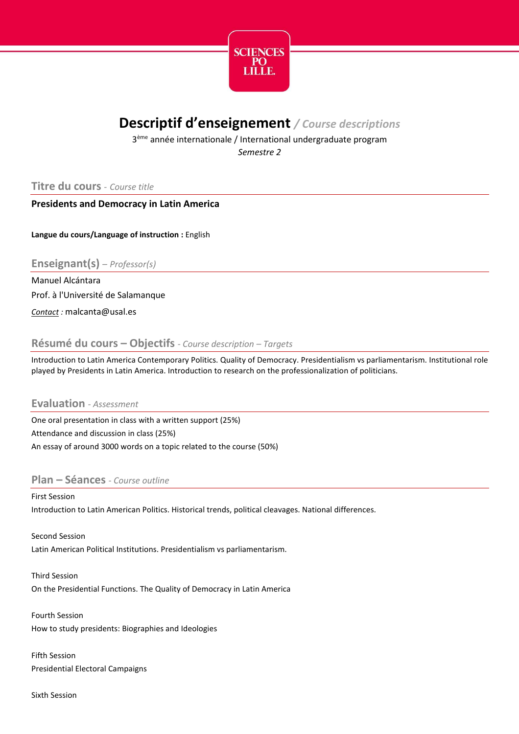# Descriptif d'enseignement */ Course descriptions*

3ème année internationale / International undergraduate program

*Semestre 2*

## Titre du cours - *Course title*

**Presidents and Democracy in Latin America**

**Langue du cours/Language of instruction :** English

## Enseignant(s) – *Professor(s)*

Manuel Alcántara

Prof. à l'Université de Salamanque

*Contact :* malcanta@usal.es

## Résumé du cours – Objectifs - *Course description – Targets*

Introduction to Latin America Contemporary Politics. Quality of Democracy. Presidentialism vs parliamentarism. Institutional role played by Presidents in Latin America. Introduction to research on the professionalization of politicians.

## Evaluation - *Assessment*

One oral presentation in class with a written support (25%)

Attendance and discussion in class (25%)

An essay of around 3000 words on a topic related to the course (50%)

## Plan – Séances - *Course outline*

First Session

Introduction to Latin American Politics. Historical trends, political cleavages. National differences.

Second Session

Latin American Political Institutions. Presidentialism vs parliamentarism.

Third Session

On the Presidential Functions. The Quality of Democracy in Latin America

Fourth Session

How to study presidents: Biographies and Ideologies

Fifth Session

Presidential Electoral Campaigns

Sixth Session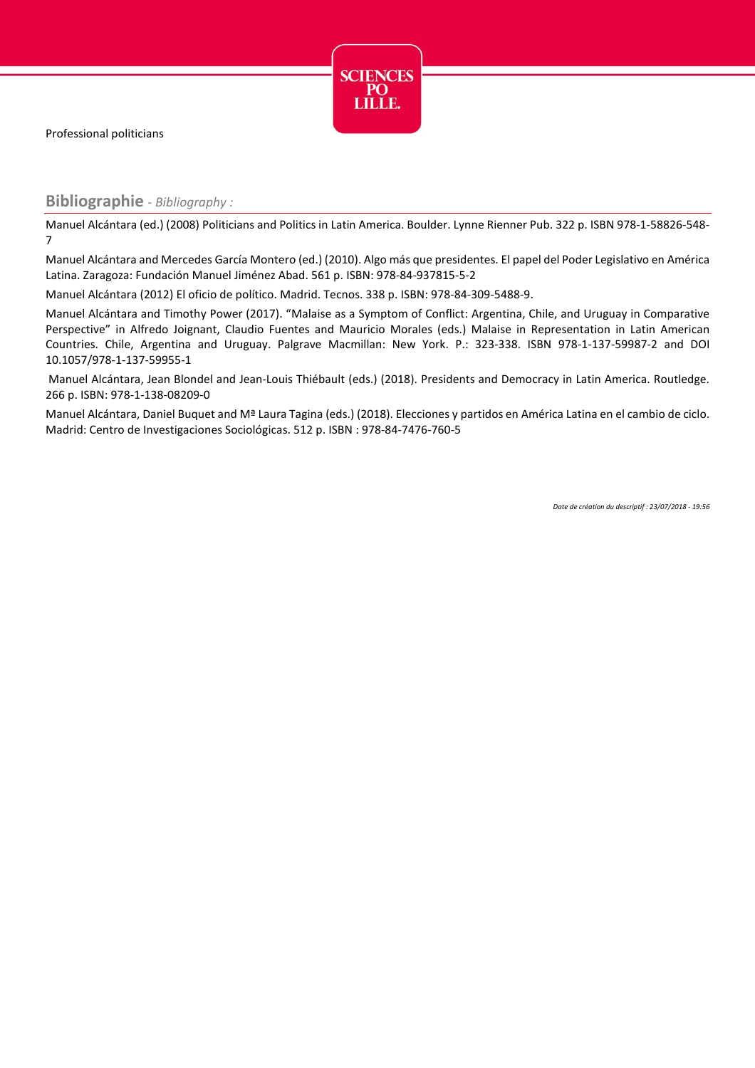## Bibliographie - *Bibliography :*

Manuel Alcántara (ed.) (2008) Politicians and Politics in Latin America. Boulder. Lynne Rienner Pub. 322 p. ISBN 978-1-58826-548-7

Manuel Alcántara and Mercedes García Montero (ed.) (2010). Algo más que presidentes. El papel del Poder Legislativo en América Latina. Zaragoza: Fundación Manuel Jiménez Abad. 561 p. ISBN: 978-84-937815-5-2

Manuel Alcántara (2012) El oficio de político. Madrid. Tecnos. 338 p. ISBN: 978-84-309-5488-9.

Manuel Alcántara and Timothy Power (2017). "Malaise as a Symptom of Conflict: Argentina, Chile, and Uruguay in Comparative Perspective" in Alfredo Joignant, Claudio Fuentes and Mauricio Morales (eds.) Malaise in Representation in Latin American Countries. Chile, Argentina and Uruguay. Palgrave Macmillan: New York. P.: 323-338. ISBN 978-1-137-59987-2 and DOI 10.1057/978-1-137-59955-1

Manuel Alcántara, Jean Blondel and Jean-Louis Thiébault (eds.) (2018). Presidents and Democracy in Latin America. Routledge. 266 p. ISBN: 978-1-138-08209-0

Manuel Alcántara, Daniel Buquet and Mª Laura Tagina (eds.) (2018). Elecciones y partidos en América Latina en el cambio de ciclo. Madrid: Centro de Investigaciones Sociológicas. 512 p. ISBN : 978-84-7476-760-5

*Date de création du descriptif : 23/07/2018 - 19:56*